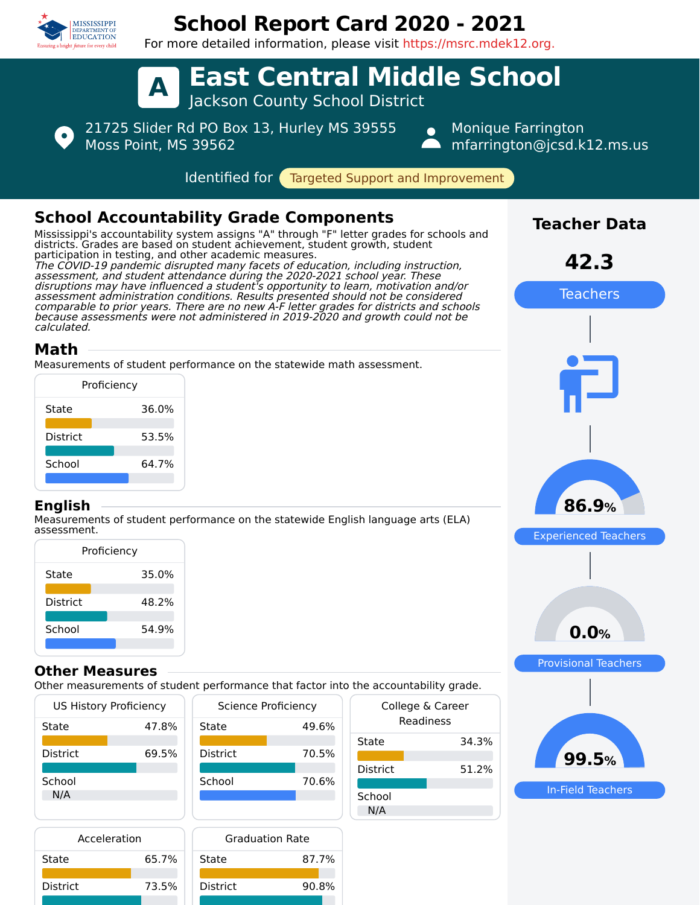# School Report Card 2020 - 2021

For more detailed information, please visit https://msrc.mdek12.org.

# A East Central Middle School

Jackson County School District

21725 Slider Rd PO Box 13, Hurley MS 39555
Moss Point, MS 39562

Monique Farrington
mfarrington@jcsd.k12.ms.us

Identified for **Targeted Support and Improvement**

## School Accountability Grade Components

Mississippi's accountability system assigns "A" through "F" letter grades for schools and districts. Grades are based on student achievement, student growth, student participation in testing, and other academic measures.

*The COVID-19 pandemic disrupted many facets of education, including instruction, assessment, and student attendance during the 2020-2021 school year. These disruptions may have influenced a student's opportunity to learn, motivation and/or assessment administration conditions. Results presented should not be considered comparable to prior years. There are no new A-F letter grades for districts and schools because assessments were not administered in 2019-2020 and growth could not be calculated.*

### Math

Measurements of student performance on the statewide math assessment.

| Proficiency | |
|---|---|
| State | 36.0% |
| District | 53.5% |
| School | 64.7% |

### English

Measurements of student performance on the statewide English language arts (ELA) assessment.

| Proficiency | |
|---|---|
| State | 35.0% |
| District | 48.2% |
| School | 54.9% |

### Other Measures

Other measurements of student performance that factor into the accountability grade.

| US History Proficiency | |
|---|---|
| State | 47.8% |
| District | 69.5% |
| School | N/A |

| Science Proficiency | |
|---|---|
| State | 49.6% |
| District | 70.5% |
| School | 70.6% |

| College & Career Readiness | |
|---|---|
| State | 34.3% |
| District | 51.2% |
| School | N/A |

| Acceleration | |
|---|---|
| State | 65.7% |
| District | 73.5% |

| Graduation Rate | |
|---|---|
| State | 87.7% |
| District | 90.8% |

## Teacher Data

**42.3** Teachers

**86.9%** Experienced Teachers

**0.0%** Provisional Teachers

**99.5%** In-Field Teachers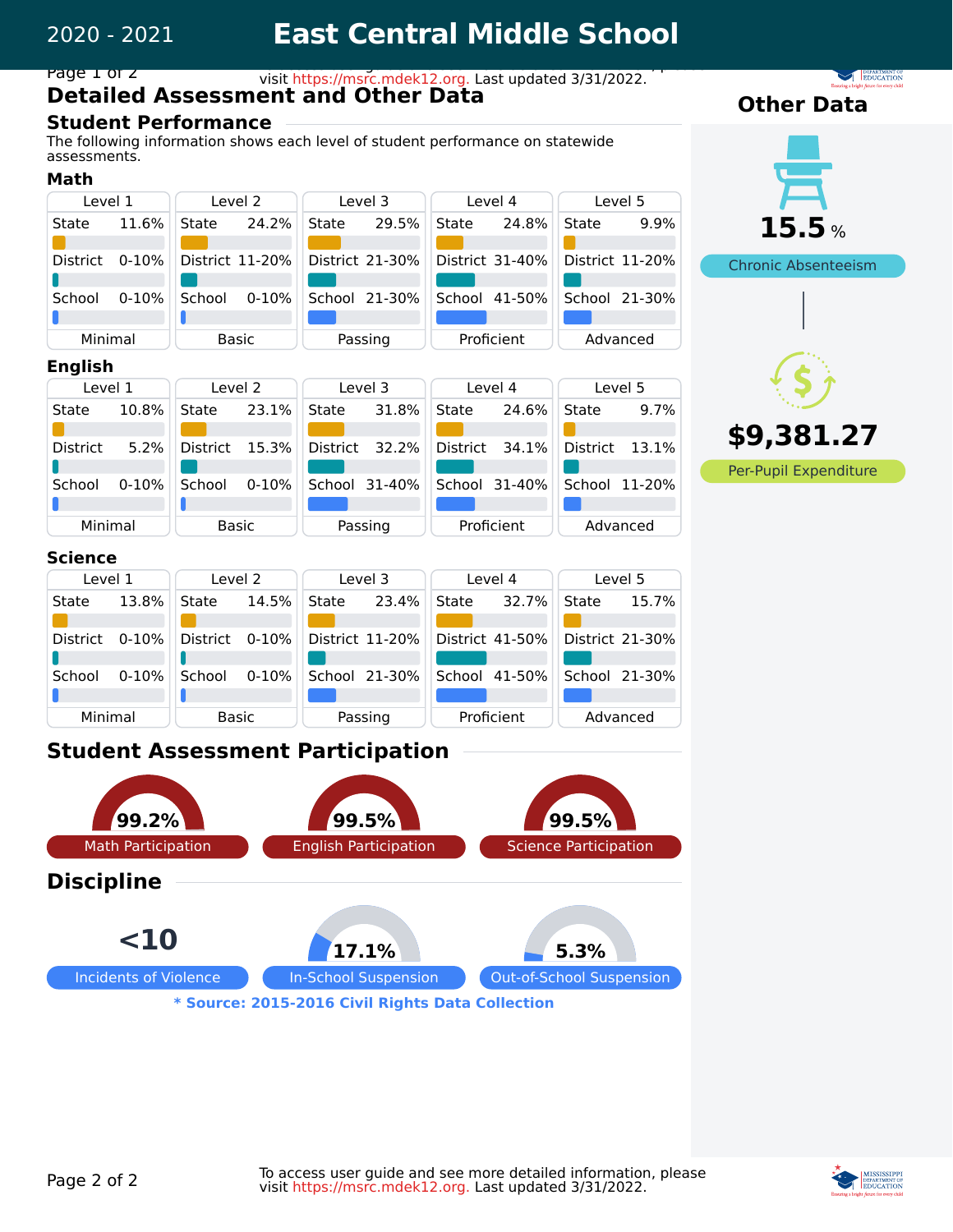# 2020 - 2021 East Central Middle School

## Detailed Assessment and Other Data

### Student Performance

The following information shows each level of student performance on statewide assessments.

#### Math

| | Level 1 | Level 2 | Level 3 | Level 4 | Level 5 |
|---|---|---|---|---|---|
| State | 11.6% | 24.2% | 29.5% | 24.8% | 9.9% |
| District | 0-10% | 11-20% | 21-30% | 31-40% | 11-20% |
| School | 0-10% | 0-10% | 21-30% | 41-50% | 21-30% |
| | Minimal | Basic | Passing | Proficient | Advanced |

#### English

| | Level 1 | Level 2 | Level 3 | Level 4 | Level 5 |
|---|---|---|---|---|---|
| State | 10.8% | 23.1% | 31.8% | 24.6% | 9.7% |
| District | 5.2% | 15.3% | 32.2% | 34.1% | 13.1% |
| School | 0-10% | 0-10% | 31-40% | 31-40% | 11-20% |
| | Minimal | Basic | Passing | Proficient | Advanced |

#### Science

| | Level 1 | Level 2 | Level 3 | Level 4 | Level 5 |
|---|---|---|---|---|---|
| State | 13.8% | 14.5% | 23.4% | 32.7% | 15.7% |
| District | 0-10% | 0-10% | 11-20% | 41-50% | 21-30% |
| School | 0-10% | 0-10% | 21-30% | 41-50% | 21-30% |
| | Minimal | Basic | Passing | Proficient | Advanced |

### Student Assessment Participation

99.2%
Math Participation

99.5%
English Participation

99.5%
Science Participation

### Discipline

<10
Incidents of Violence

17.1%
In-School Suspension

5.3%
Out-of-School Suspension

**\* Source: 2015-2016 Civil Rights Data Collection**

## Other Data

15.5 %
Chronic Absenteeism

$9,381.27
Per-Pupil Expenditure

To access user guide and see more detailed information, please visit https://msrc.mdek12.org. Last updated 3/31/2022.